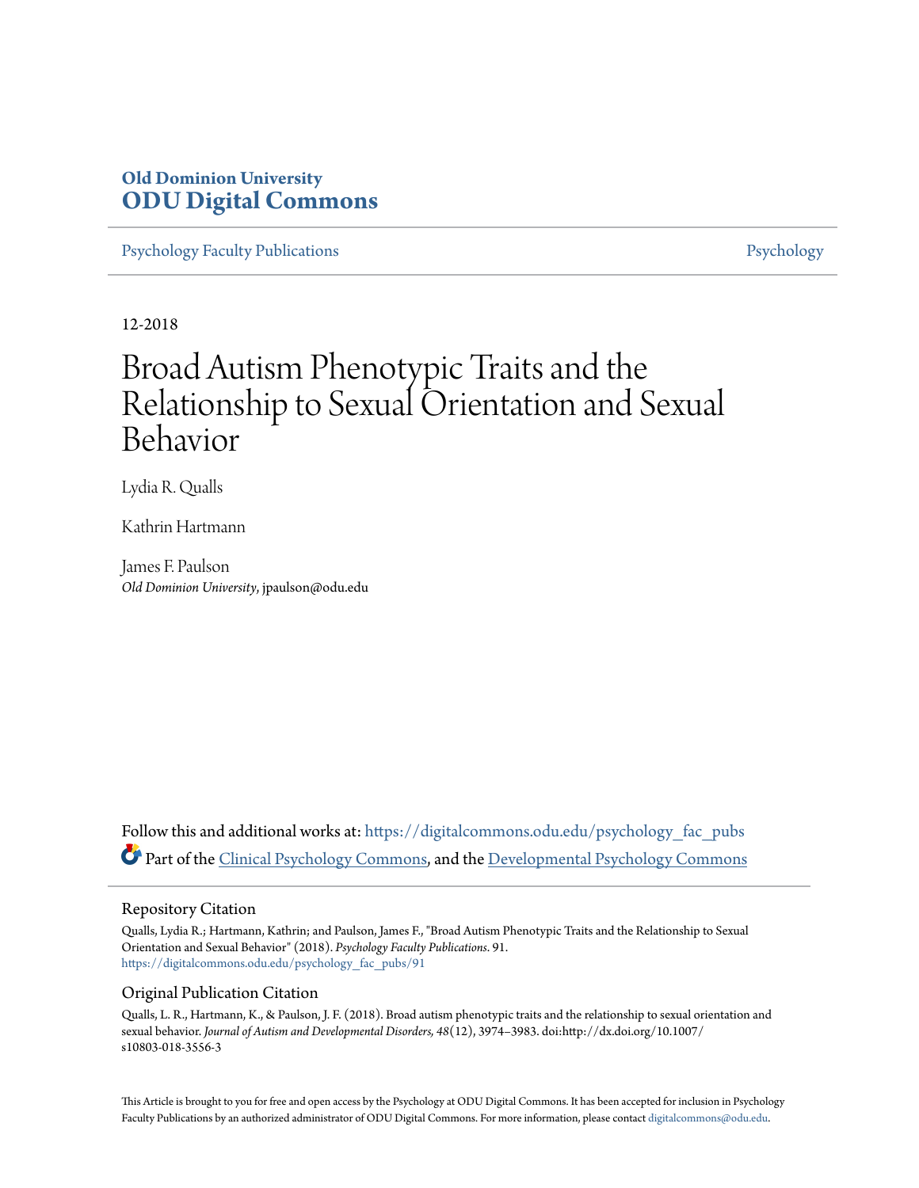**Old Dominion University**
**ODU Digital Commons**

Psychology Faculty Publications | Psychology

12-2018

# Broad Autism Phenotypic Traits and the Relationship to Sexual Orientation and Sexual Behavior

Lydia R. Qualls

Kathrin Hartmann

James F. Paulson
*Old Dominion University*, jpaulson@odu.edu

Follow this and additional works at: https://digitalcommons.odu.edu/psychology_fac_pubs

Part of the Clinical Psychology Commons, and the Developmental Psychology Commons

## Repository Citation

Qualls, Lydia R.; Hartmann, Kathrin; and Paulson, James F., "Broad Autism Phenotypic Traits and the Relationship to Sexual Orientation and Sexual Behavior" (2018). *Psychology Faculty Publications*. 91.
https://digitalcommons.odu.edu/psychology_fac_pubs/91

## Original Publication Citation

Qualls, L. R., Hartmann, K., & Paulson, J. F. (2018). Broad autism phenotypic traits and the relationship to sexual orientation and sexual behavior. *Journal of Autism and Developmental Disorders, 48*(12), 3974–3983. doi:http://dx.doi.org/10.1007/s10803-018-3556-3

This Article is brought to you for free and open access by the Psychology at ODU Digital Commons. It has been accepted for inclusion in Psychology Faculty Publications by an authorized administrator of ODU Digital Commons. For more information, please contact digitalcommons@odu.edu.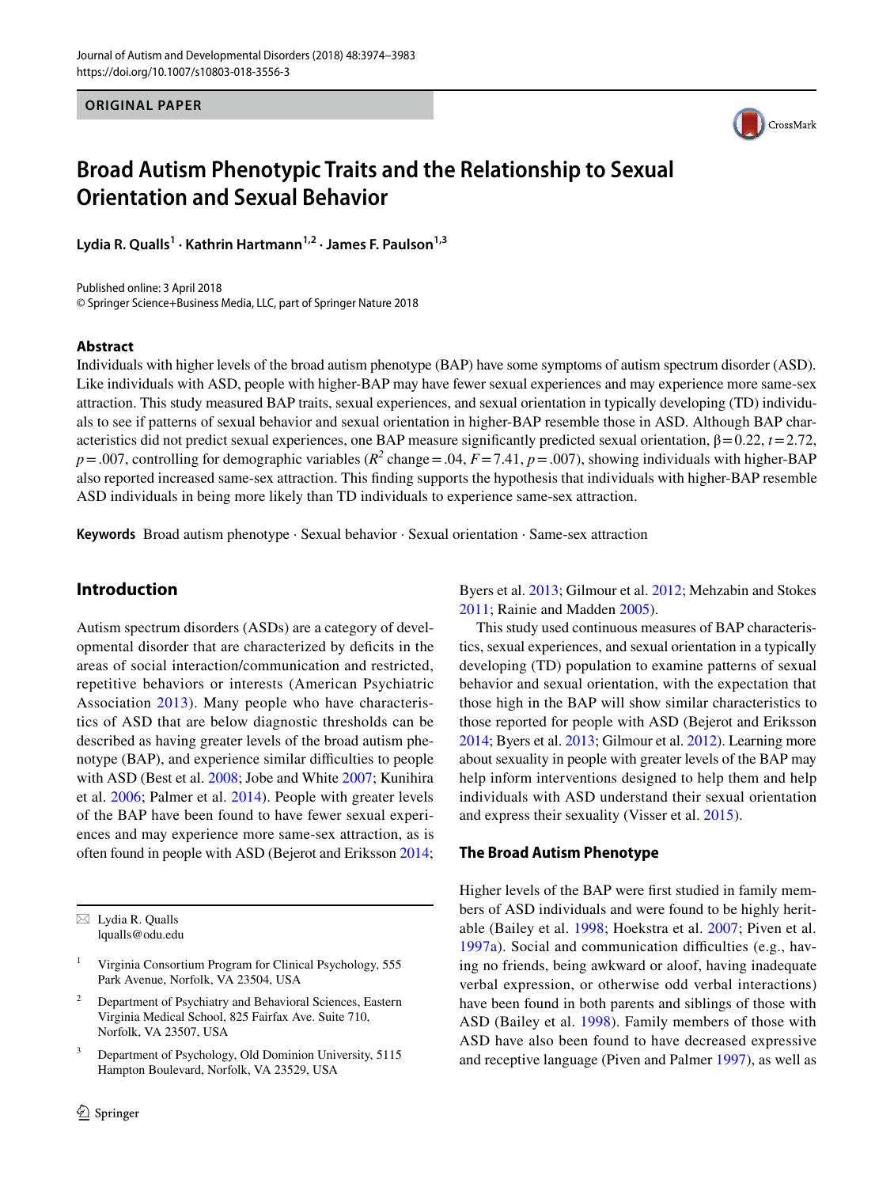# Broad Autism Phenotypic Traits and the Relationship to Sexual Orientation and Sexual Behavior

**Lydia R. Qualls[1] · Kathrin Hartmann[1,2] · James F. Paulson[1,3]**

Published online: 3 April 2018
© Springer Science+Business Media, LLC, part of Springer Nature 2018

## Abstract

Individuals with higher levels of the broad autism phenotype (BAP) have some symptoms of autism spectrum disorder (ASD). Like individuals with ASD, people with higher-BAP may have fewer sexual experiences and may experience more same-sex attraction. This study measured BAP traits, sexual experiences, and sexual orientation in typically developing (TD) individuals to see if patterns of sexual behavior and sexual orientation in higher-BAP resemble those in ASD. Although BAP characteristics did not predict sexual experiences, one BAP measure significantly predicted sexual orientation, $\beta = 0.22$, $t = 2.72$, $p = .007$, controlling for demographic variables ($R^2$ change $= .04$, $F = 7.41$, $p = .007$), showing individuals with higher-BAP also reported increased same-sex attraction. This finding supports the hypothesis that individuals with higher-BAP resemble ASD individuals in being more likely than TD individuals to experience same-sex attraction.

**Keywords** Broad autism phenotype · Sexual behavior · Sexual orientation · Same-sex attraction

## Introduction

Autism spectrum disorders (ASDs) are a category of developmental disorder that are characterized by deficits in the areas of social interaction/communication and restricted, repetitive behaviors or interests (American Psychiatric Association 2013). Many people who have characteristics of ASD that are below diagnostic thresholds can be described as having greater levels of the broad autism phenotype (BAP), and experience similar difficulties to people with ASD (Best et al. 2008; Jobe and White 2007; Kunihira et al. 2006; Palmer et al. 2014). People with greater levels of the BAP have been found to have fewer sexual experiences and may experience more same-sex attraction, as is often found in people with ASD (Bejerot and Eriksson 2014; Byers et al. 2013; Gilmour et al. 2012; Mehzabin and Stokes 2011; Rainie and Madden 2005).

This study used continuous measures of BAP characteristics, sexual experiences, and sexual orientation in a typically developing (TD) population to examine patterns of sexual behavior and sexual orientation, with the expectation that those high in the BAP will show similar characteristics to those reported for people with ASD (Bejerot and Eriksson 2014; Byers et al. 2013; Gilmour et al. 2012). Learning more about sexuality in people with greater levels of the BAP may help inform interventions designed to help them and help individuals with ASD understand their sexual orientation and express their sexuality (Visser et al. 2015).

### The Broad Autism Phenotype

Higher levels of the BAP were first studied in family members of ASD individuals and were found to be highly heritable (Bailey et al. 1998; Hoekstra et al. 2007; Piven et al. 1997a). Social and communication difficulties (e.g., having no friends, being awkward or aloof, having inadequate verbal expression, or otherwise odd verbal interactions) have been found in both parents and siblings of those with ASD (Bailey et al. 1998). Family members of those with ASD have also been found to have decreased expressive and receptive language (Piven and Palmer 1997), as well as

---

✉ Lydia R. Qualls
lqualls@odu.edu

[1] Virginia Consortium Program for Clinical Psychology, 555 Park Avenue, Norfolk, VA 23504, USA

[2] Department of Psychiatry and Behavioral Sciences, Eastern Virginia Medical School, 825 Fairfax Ave. Suite 710, Norfolk, VA 23507, USA

[3] Department of Psychology, Old Dominion University, 5115 Hampton Boulevard, Norfolk, VA 23529, USA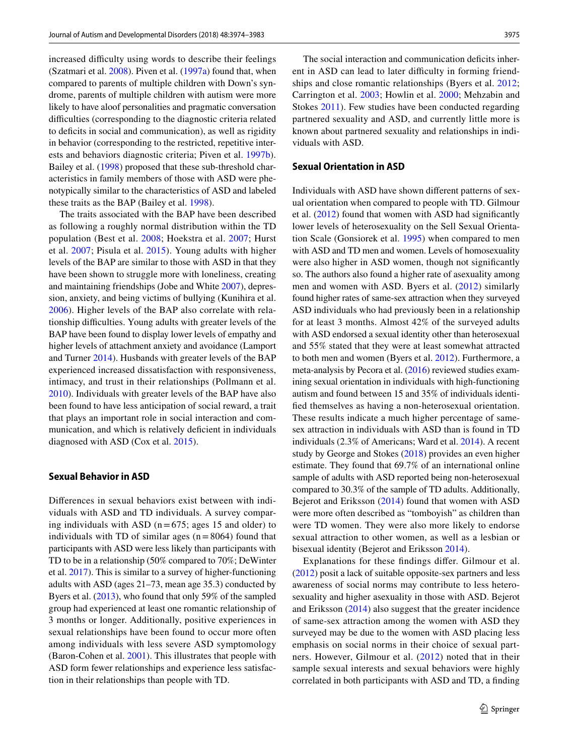increased difficulty using words to describe their feelings (Szatmari et al. 2008). Piven et al. (1997a) found that, when compared to parents of multiple children with Down's syndrome, parents of multiple children with autism were more likely to have aloof personalities and pragmatic conversation difficulties (corresponding to the diagnostic criteria related to deficits in social and communication), as well as rigidity in behavior (corresponding to the restricted, repetitive interests and behaviors diagnostic criteria; Piven et al. 1997b). Bailey et al. (1998) proposed that these sub-threshold characteristics in family members of those with ASD were phenotypically similar to the characteristics of ASD and labeled these traits as the BAP (Bailey et al. 1998).

The traits associated with the BAP have been described as following a roughly normal distribution within the TD population (Best et al. 2008; Hoekstra et al. 2007; Hurst et al. 2007; Pisula et al. 2015). Young adults with higher levels of the BAP are similar to those with ASD in that they have been shown to struggle more with loneliness, creating and maintaining friendships (Jobe and White 2007), depression, anxiety, and being victims of bullying (Kunihira et al. 2006). Higher levels of the BAP also correlate with relationship difficulties. Young adults with greater levels of the BAP have been found to display lower levels of empathy and higher levels of attachment anxiety and avoidance (Lamport and Turner 2014). Husbands with greater levels of the BAP experienced increased dissatisfaction with responsiveness, intimacy, and trust in their relationships (Pollmann et al. 2010). Individuals with greater levels of the BAP have also been found to have less anticipation of social reward, a trait that plays an important role in social interaction and communication, and which is relatively deficient in individuals diagnosed with ASD (Cox et al. 2015).

### Sexual Behavior in ASD

Differences in sexual behaviors exist between with individuals with ASD and TD individuals. A survey comparing individuals with ASD (n = 675; ages 15 and older) to individuals with TD of similar ages (n = 8064) found that participants with ASD were less likely than participants with TD to be in a relationship (50% compared to 70%; DeWinter et al. 2017). This is similar to a survey of higher-functioning adults with ASD (ages 21–73, mean age 35.3) conducted by Byers et al. (2013), who found that only 59% of the sampled group had experienced at least one romantic relationship of 3 months or longer. Additionally, positive experiences in sexual relationships have been found to occur more often among individuals with less severe ASD symptomology (Baron-Cohen et al. 2001). This illustrates that people with ASD form fewer relationships and experience less satisfaction in their relationships than people with TD.

The social interaction and communication deficits inherent in ASD can lead to later difficulty in forming friendships and close romantic relationships (Byers et al. 2012; Carrington et al. 2003; Howlin et al. 2000; Mehzabin and Stokes 2011). Few studies have been conducted regarding partnered sexuality and ASD, and currently little more is known about partnered sexuality and relationships in individuals with ASD.

### Sexual Orientation in ASD

Individuals with ASD have shown different patterns of sexual orientation when compared to people with TD. Gilmour et al. (2012) found that women with ASD had significantly lower levels of heterosexuality on the Sell Sexual Orientation Scale (Gonsiorek et al. 1995) when compared to men with ASD and TD men and women. Levels of homosexuality were also higher in ASD women, though not significantly so. The authors also found a higher rate of asexuality among men and women with ASD. Byers et al. (2012) similarly found higher rates of same-sex attraction when they surveyed ASD individuals who had previously been in a relationship for at least 3 months. Almost 42% of the surveyed adults with ASD endorsed a sexual identity other than heterosexual and 55% stated that they were at least somewhat attracted to both men and women (Byers et al. 2012). Furthermore, a meta-analysis by Pecora et al. (2016) reviewed studies examining sexual orientation in individuals with high-functioning autism and found between 15 and 35% of individuals identified themselves as having a non-heterosexual orientation. These results indicate a much higher percentage of same-sex attraction in individuals with ASD than is found in TD individuals (2.3% of Americans; Ward et al. 2014). A recent study by George and Stokes (2018) provides an even higher estimate. They found that 69.7% of an international online sample of adults with ASD reported being non-heterosexual compared to 30.3% of the sample of TD adults. Additionally, Bejerot and Eriksson (2014) found that women with ASD were more often described as "tomboyish" as children than were TD women. They were also more likely to endorse sexual attraction to other women, as well as a lesbian or bisexual identity (Bejerot and Eriksson 2014).

Explanations for these findings differ. Gilmour et al. (2012) posit a lack of suitable opposite-sex partners and less awareness of social norms may contribute to less heterosexuality and higher asexuality in those with ASD. Bejerot and Eriksson (2014) also suggest that the greater incidence of same-sex attraction among the women with ASD they surveyed may be due to the women with ASD placing less emphasis on social norms in their choice of sexual partners. However, Gilmour et al. (2012) noted that in their sample sexual interests and sexual behaviors were highly correlated in both participants with ASD and TD, a finding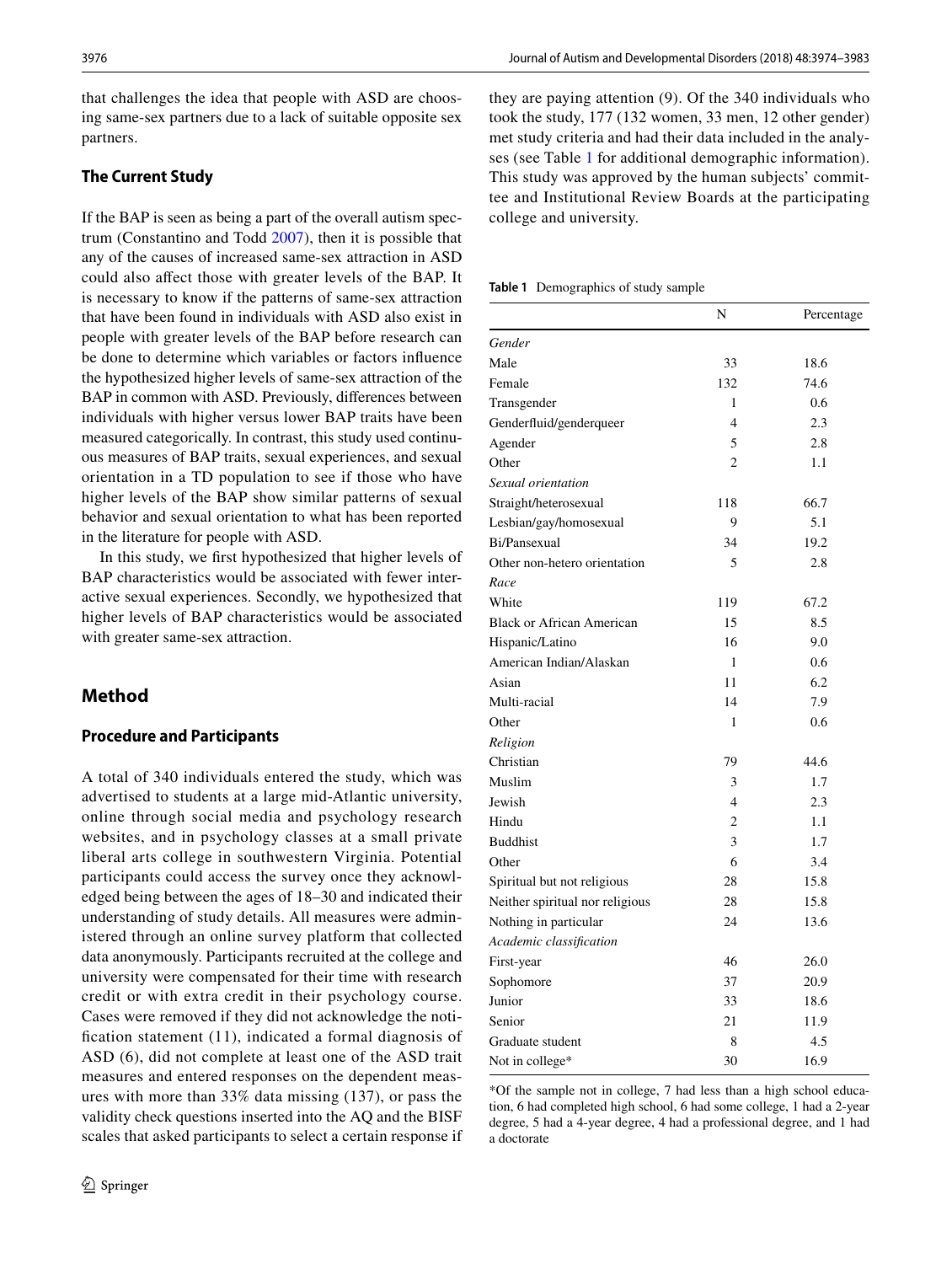that challenges the idea that people with ASD are choosing same-sex partners due to a lack of suitable opposite sex partners.

### The Current Study

If the BAP is seen as being a part of the overall autism spectrum (Constantino and Todd 2007), then it is possible that any of the causes of increased same-sex attraction in ASD could also affect those with greater levels of the BAP. It is necessary to know if the patterns of same-sex attraction that have been found in individuals with ASD also exist in people with greater levels of the BAP before research can be done to determine which variables or factors influence the hypothesized higher levels of same-sex attraction of the BAP in common with ASD. Previously, differences between individuals with higher versus lower BAP traits have been measured categorically. In contrast, this study used continuous measures of BAP traits, sexual experiences, and sexual orientation in a TD population to see if those who have higher levels of the BAP show similar patterns of sexual behavior and sexual orientation to what has been reported in the literature for people with ASD.

In this study, we first hypothesized that higher levels of BAP characteristics would be associated with fewer interactive sexual experiences. Secondly, we hypothesized that higher levels of BAP characteristics would be associated with greater same-sex attraction.

## Method

### Procedure and Participants

A total of 340 individuals entered the study, which was advertised to students at a large mid-Atlantic university, online through social media and psychology research websites, and in psychology classes at a small private liberal arts college in southwestern Virginia. Potential participants could access the survey once they acknowledged being between the ages of 18–30 and indicated their understanding of study details. All measures were administered through an online survey platform that collected data anonymously. Participants recruited at the college and university were compensated for their time with research credit or with extra credit in their psychology course. Cases were removed if they did not acknowledge the notification statement (11), indicated a formal diagnosis of ASD (6), did not complete at least one of the ASD trait measures and entered responses on the dependent measures with more than 33% data missing (137), or pass the validity check questions inserted into the AQ and the BISF scales that asked participants to select a certain response if they are paying attention (9). Of the 340 individuals who took the study, 177 (132 women, 33 men, 12 other gender) met study criteria and had their data included in the analyses (see Table 1 for additional demographic information). This study was approved by the human subjects' committee and Institutional Review Boards at the participating college and university.

**Table 1** Demographics of study sample

| | N | Percentage |
|---|---|---|
| *Gender* | | |
| Male | 33 | 18.6 |
| Female | 132 | 74.6 |
| Transgender | 1 | 0.6 |
| Genderfluid/genderqueer | 4 | 2.3 |
| Agender | 5 | 2.8 |
| Other | 2 | 1.1 |
| *Sexual orientation* | | |
| Straight/heterosexual | 118 | 66.7 |
| Lesbian/gay/homosexual | 9 | 5.1 |
| Bi/Pansexual | 34 | 19.2 |
| Other non-hetero orientation | 5 | 2.8 |
| *Race* | | |
| White | 119 | 67.2 |
| Black or African American | 15 | 8.5 |
| Hispanic/Latino | 16 | 9.0 |
| American Indian/Alaskan | 1 | 0.6 |
| Asian | 11 | 6.2 |
| Multi-racial | 14 | 7.9 |
| Other | 1 | 0.6 |
| *Religion* | | |
| Christian | 79 | 44.6 |
| Muslim | 3 | 1.7 |
| Jewish | 4 | 2.3 |
| Hindu | 2 | 1.1 |
| Buddhist | 3 | 1.7 |
| Other | 6 | 3.4 |
| Spiritual but not religious | 28 | 15.8 |
| Neither spiritual nor religious | 28 | 15.8 |
| Nothing in particular | 24 | 13.6 |
| *Academic classification* | | |
| First-year | 46 | 26.0 |
| Sophomore | 37 | 20.9 |
| Junior | 33 | 18.6 |
| Senior | 21 | 11.9 |
| Graduate student | 8 | 4.5 |
| Not in college* | 30 | 16.9 |

*Of the sample not in college, 7 had less than a high school education, 6 had completed high school, 6 had some college, 1 had a 2-year degree, 5 had a 4-year degree, 4 had a professional degree, and 1 had a doctorate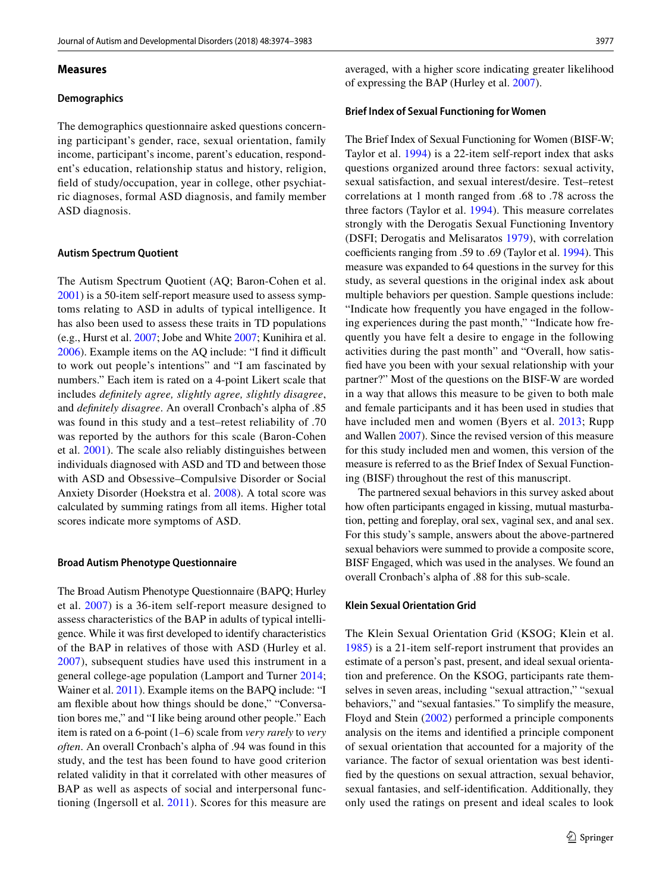## Measures

### Demographics

The demographics questionnaire asked questions concerning participant's gender, race, sexual orientation, family income, participant's income, parent's education, respondent's education, relationship status and history, religion, field of study/occupation, year in college, other psychiatric diagnoses, formal ASD diagnosis, and family member ASD diagnosis.

### Autism Spectrum Quotient

The Autism Spectrum Quotient (AQ; Baron-Cohen et al. 2001) is a 50-item self-report measure used to assess symptoms relating to ASD in adults of typical intelligence. It has also been used to assess these traits in TD populations (e.g., Hurst et al. 2007; Jobe and White 2007; Kunihira et al. 2006). Example items on the AQ include: "I find it difficult to work out people's intentions" and "I am fascinated by numbers." Each item is rated on a 4-point Likert scale that includes *definitely agree, slightly agree, slightly disagree*, and *definitely disagree*. An overall Cronbach's alpha of .85 was found in this study and a test–retest reliability of .70 was reported by the authors for this scale (Baron-Cohen et al. 2001). The scale also reliably distinguishes between individuals diagnosed with ASD and TD and between those with ASD and Obsessive–Compulsive Disorder or Social Anxiety Disorder (Hoekstra et al. 2008). A total score was calculated by summing ratings from all items. Higher total scores indicate more symptoms of ASD.

### Broad Autism Phenotype Questionnaire

The Broad Autism Phenotype Questionnaire (BAPQ; Hurley et al. 2007) is a 36-item self-report measure designed to assess characteristics of the BAP in adults of typical intelligence. While it was first developed to identify characteristics of the BAP in relatives of those with ASD (Hurley et al. 2007), subsequent studies have used this instrument in a general college-age population (Lamport and Turner 2014; Wainer et al. 2011). Example items on the BAPQ include: "I am flexible about how things should be done," "Conversation bores me," and "I like being around other people." Each item is rated on a 6-point (1–6) scale from *very rarely* to *very often*. An overall Cronbach's alpha of .94 was found in this study, and the test has been found to have good criterion related validity in that it correlated with other measures of BAP as well as aspects of social and interpersonal functioning (Ingersoll et al. 2011). Scores for this measure are averaged, with a higher score indicating greater likelihood of expressing the BAP (Hurley et al. 2007).

### Brief Index of Sexual Functioning for Women

The Brief Index of Sexual Functioning for Women (BISF-W; Taylor et al. 1994) is a 22-item self-report index that asks questions organized around three factors: sexual activity, sexual satisfaction, and sexual interest/desire. Test–retest correlations at 1 month ranged from .68 to .78 across the three factors (Taylor et al. 1994). This measure correlates strongly with the Derogatis Sexual Functioning Inventory (DSFI; Derogatis and Melisaratos 1979), with correlation coefficients ranging from .59 to .69 (Taylor et al. 1994). This measure was expanded to 64 questions in the survey for this study, as several questions in the original index ask about multiple behaviors per question. Sample questions include: "Indicate how frequently you have engaged in the following experiences during the past month," "Indicate how frequently you have felt a desire to engage in the following activities during the past month" and "Overall, how satisfied have you been with your sexual relationship with your partner?" Most of the questions on the BISF-W are worded in a way that allows this measure to be given to both male and female participants and it has been used in studies that have included men and women (Byers et al. 2013; Rupp and Wallen 2007). Since the revised version of this measure for this study included men and women, this version of the measure is referred to as the Brief Index of Sexual Functioning (BISF) throughout the rest of this manuscript.

The partnered sexual behaviors in this survey asked about how often participants engaged in kissing, mutual masturbation, petting and foreplay, oral sex, vaginal sex, and anal sex. For this study's sample, answers about the above-partnered sexual behaviors were summed to provide a composite score, BISF Engaged, which was used in the analyses. We found an overall Cronbach's alpha of .88 for this sub-scale.

### Klein Sexual Orientation Grid

The Klein Sexual Orientation Grid (KSOG; Klein et al. 1985) is a 21-item self-report instrument that provides an estimate of a person's past, present, and ideal sexual orientation and preference. On the KSOG, participants rate themselves in seven areas, including "sexual attraction," "sexual behaviors," and "sexual fantasies." To simplify the measure, Floyd and Stein (2002) performed a principle components analysis on the items and identified a principle component of sexual orientation that accounted for a majority of the variance. The factor of sexual orientation was best identified by the questions on sexual attraction, sexual behavior, sexual fantasies, and self-identification. Additionally, they only used the ratings on present and ideal scales to look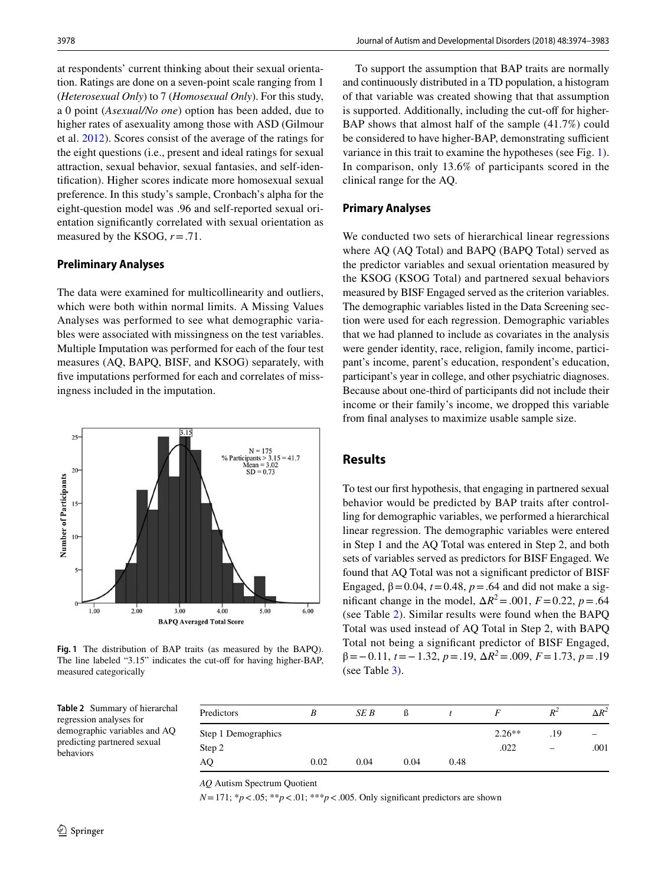at respondents' current thinking about their sexual orientation. Ratings are done on a seven-point scale ranging from 1 (*Heterosexual Only*) to 7 (*Homosexual Only*). For this study, a 0 point (*Asexual/No one*) option has been added, due to higher rates of asexuality among those with ASD (Gilmour et al. 2012). Scores consist of the average of the ratings for the eight questions (i.e., present and ideal ratings for sexual attraction, sexual behavior, sexual fantasies, and self-identification). Higher scores indicate more homosexual sexual preference. In this study's sample, Cronbach's alpha for the eight-question model was .96 and self-reported sexual orientation significantly correlated with sexual orientation as measured by the KSOG, $r = .71$.

### Preliminary Analyses

The data were examined for multicollinearity and outliers, which were both within normal limits. A Missing Values Analyses was performed to see what demographic variables were associated with missingness on the test variables. Multiple Imputation was performed for each of the four test measures (AQ, BAPQ, BISF, and KSOG) separately, with five imputations performed for each and correlates of missingness included in the imputation.

**Fig. 1** The distribution of BAP traits (as measured by the BAPQ). The line labeled "3.15" indicates the cut-off for having higher-BAP, measured categorically

To support the assumption that BAP traits are normally and continuously distributed in a TD population, a histogram of that variable was created showing that that assumption is supported. Additionally, including the cut-off for higher-BAP shows that almost half of the sample (41.7%) could be considered to have higher-BAP, demonstrating sufficient variance in this trait to examine the hypotheses (see Fig. 1). In comparison, only 13.6% of participants scored in the clinical range for the AQ.

### Primary Analyses

We conducted two sets of hierarchical linear regressions where AQ (AQ Total) and BAPQ (BAPQ Total) served as the predictor variables and sexual orientation measured by the KSOG (KSOG Total) and partnered sexual behaviors measured by BISF Engaged served as the criterion variables. The demographic variables listed in the Data Screening section were used for each regression. Demographic variables that we had planned to include as covariates in the analysis were gender identity, race, religion, family income, participant's income, parent's education, respondent's education, participant's year in college, and other psychiatric diagnoses. Because about one-third of participants did not include their income or their family's income, we dropped this variable from final analyses to maximize usable sample size.

## Results

To test our first hypothesis, that engaging in partnered sexual behavior would be predicted by BAP traits after controlling for demographic variables, we performed a hierarchical linear regression. The demographic variables were entered in Step 1 and the AQ Total was entered in Step 2, and both sets of variables served as predictors for BISF Engaged. We found that AQ Total was not a significant predictor of BISF Engaged, $\beta = 0.04$, $t = 0.48$, $p = .64$ and did not make a significant change in the model, $\Delta R^2 = .001$, $F = 0.22$, $p = .64$ (see Table 2). Similar results were found when the BAPQ Total was used instead of AQ Total in Step 2, with BAPQ Total not being a significant predictor of BISF Engaged, $\beta = -0.11$, $t = -1.32$, $p = .19$, $\Delta R^2 = .009$, $F = 1.73$, $p = .19$ (see Table 3).

**Table 2** Summary of hierarchal regression analyses for demographic variables and AQ predicting partnered sexual behaviors

| Predictors | *B* | *SE B* | ß | *t* | *F* | $R^2$ | $\Delta R^2$ |
|---|---|---|---|---|---|---|---|
| Step 1 Demographics | | | | | 2.26** | .19 | – |
| Step 2 | | | | | .022 | – | .001 |
| AQ | 0.02 | 0.04 | 0.04 | 0.48 | | | |

*AQ* Autism Spectrum Quotient

$N = 171$; \*$p < .05$; \*\*$p < .01$; \*\*\*$p < .005$. Only significant predictors are shown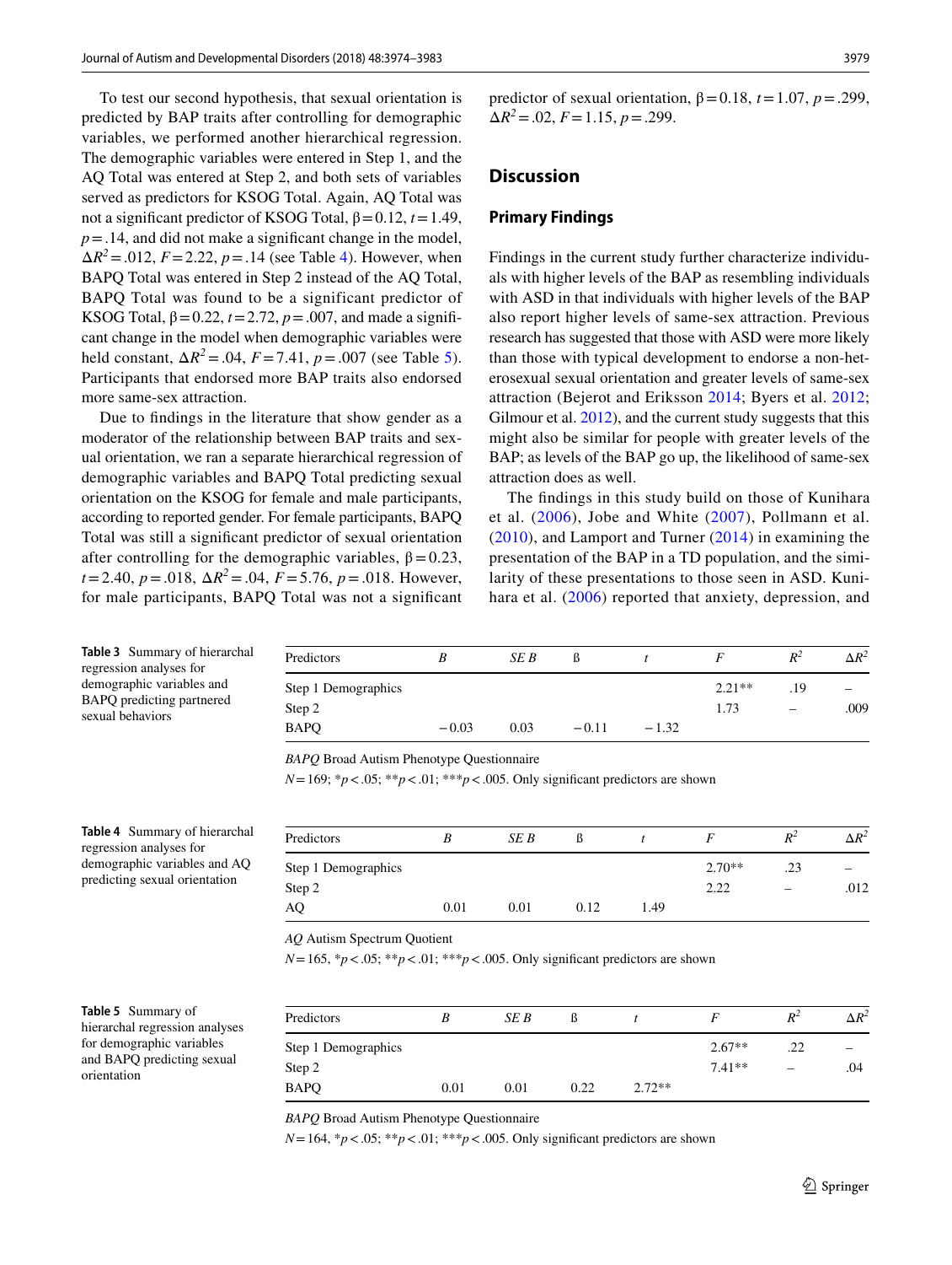To test our second hypothesis, that sexual orientation is predicted by BAP traits after controlling for demographic variables, we performed another hierarchical regression. The demographic variables were entered in Step 1, and the AQ Total was entered at Step 2, and both sets of variables served as predictors for KSOG Total. Again, AQ Total was not a significant predictor of KSOG Total, $\beta = 0.12$, $t = 1.49$, $p = .14$, and did not make a significant change in the model, $\Delta R^2 = .012$, $F = 2.22$, $p = .14$ (see Table 4). However, when BAPQ Total was entered in Step 2 instead of the AQ Total, BAPQ Total was found to be a significant predictor of KSOG Total, $\beta = 0.22$, $t = 2.72$, $p = .007$, and made a significant change in the model when demographic variables were held constant, $\Delta R^2 = .04$, $F = 7.41$, $p = .007$ (see Table 5). Participants that endorsed more BAP traits also endorsed more same-sex attraction.

Due to findings in the literature that show gender as a moderator of the relationship between BAP traits and sexual orientation, we ran a separate hierarchical regression of demographic variables and BAPQ Total predicting sexual orientation on the KSOG for female and male participants, according to reported gender. For female participants, BAPQ Total was still a significant predictor of sexual orientation after controlling for the demographic variables, $\beta = 0.23$, $t = 2.40$, $p = .018$, $\Delta R^2 = .04$, $F = 5.76$, $p = .018$. However, for male participants, BAPQ Total was not a significant predictor of sexual orientation, $\beta = 0.18$, $t = 1.07$, $p = .299$, $\Delta R^2 = .02$, $F = 1.15$, $p = .299$.

## Discussion

### Primary Findings

Findings in the current study further characterize individuals with higher levels of the BAP as resembling individuals with ASD in that individuals with higher levels of the BAP also report higher levels of same-sex attraction. Previous research has suggested that those with ASD were more likely than those with typical development to endorse a non-heterosexual sexual orientation and greater levels of same-sex attraction (Bejerot and Eriksson 2014; Byers et al. 2012; Gilmour et al. 2012), and the current study suggests that this might also be similar for people with greater levels of the BAP; as levels of the BAP go up, the likelihood of same-sex attraction does as well.

The findings in this study build on those of Kunihara et al. (2006), Jobe and White (2007), Pollmann et al. (2010), and Lamport and Turner (2014) in examining the presentation of the BAP in a TD population, and the similarity of these presentations to those seen in ASD. Kunihara et al. (2006) reported that anxiety, depression, and

**Table 3** Summary of hierarchal regression analyses for demographic variables and BAPQ predicting partnered sexual behaviors

| Predictors | *B* | *SE B* | ß | *t* | *F* | $R^2$ | $\Delta R^2$ |
|---|---|---|---|---|---|---|---|
| Step 1 Demographics | | | | | 2.21** | .19 | – |
| Step 2 | | | | | 1.73 | – | .009 |
| BAPQ | −0.03 | 0.03 | −0.11 | −1.32 | | | |

*BAPQ* Broad Autism Phenotype Questionnaire

$N = 169$; $^*p < .05$; $^{**}p < .01$; $^{***}p < .005$. Only significant predictors are shown

**Table 4** Summary of hierarchal regression analyses for demographic variables and AQ predicting sexual orientation

| Predictors | *B* | *SE B* | ß | *t* | *F* | $R^2$ | $\Delta R^2$ |
|---|---|---|---|---|---|---|---|
| Step 1 Demographics | | | | | 2.70** | .23 | – |
| Step 2 | | | | | 2.22 | – | .012 |
| AQ | 0.01 | 0.01 | 0.12 | 1.49 | | | |

*AQ* Autism Spectrum Quotient

$N = 165$, $^*p < .05$; $^{**}p < .01$; $^{***}p < .005$. Only significant predictors are shown

**Table 5** Summary of hierarchal regression analyses for demographic variables and BAPQ predicting sexual orientation

| Predictors | *B* | *SE B* | ß | *t* | *F* | $R^2$ | $\Delta R^2$ |
|---|---|---|---|---|---|---|---|
| Step 1 Demographics | | | | | 2.67** | .22 | – |
| Step 2 | | | | | 7.41** | – | .04 |
| BAPQ | 0.01 | 0.01 | 0.22 | 2.72** | | | |

*BAPQ* Broad Autism Phenotype Questionnaire

$N = 164$, $^*p < .05$; $^{**}p < .01$; $^{***}p < .005$. Only significant predictors are shown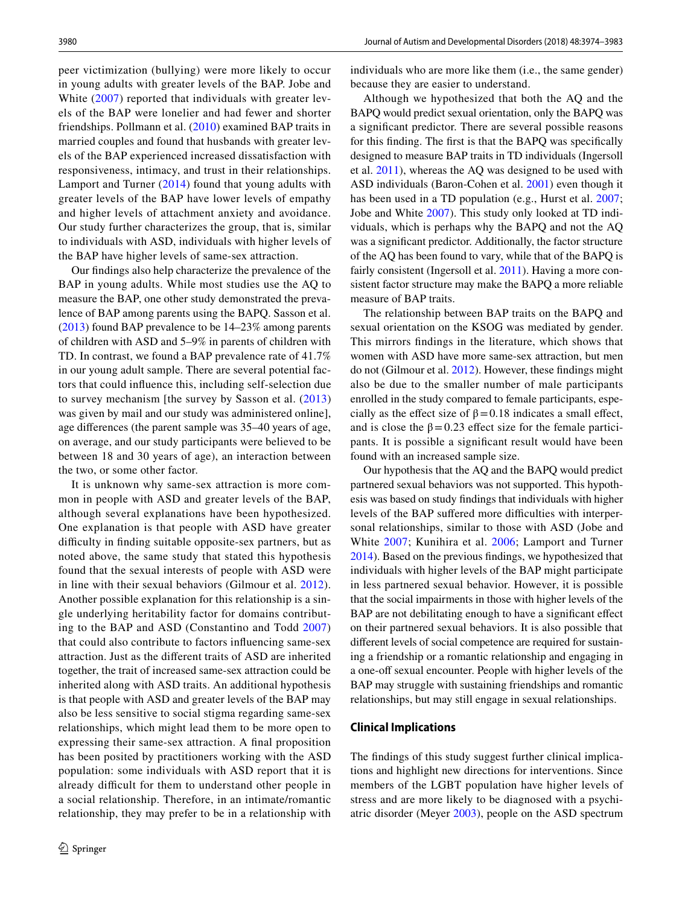peer victimization (bullying) were more likely to occur in young adults with greater levels of the BAP. Jobe and White (2007) reported that individuals with greater levels of the BAP were lonelier and had fewer and shorter friendships. Pollmann et al. (2010) examined BAP traits in married couples and found that husbands with greater levels of the BAP experienced increased dissatisfaction with responsiveness, intimacy, and trust in their relationships. Lamport and Turner (2014) found that young adults with greater levels of the BAP have lower levels of empathy and higher levels of attachment anxiety and avoidance. Our study further characterizes the group, that is, similar to individuals with ASD, individuals with higher levels of the BAP have higher levels of same-sex attraction.

Our findings also help characterize the prevalence of the BAP in young adults. While most studies use the AQ to measure the BAP, one other study demonstrated the prevalence of BAP among parents using the BAPQ. Sasson et al. (2013) found BAP prevalence to be 14–23% among parents of children with ASD and 5–9% in parents of children with TD. In contrast, we found a BAP prevalence rate of 41.7% in our young adult sample. There are several potential factors that could influence this, including self-selection due to survey mechanism [the survey by Sasson et al. (2013) was given by mail and our study was administered online], age differences (the parent sample was 35–40 years of age, on average, and our study participants were believed to be between 18 and 30 years of age), an interaction between the two, or some other factor.

It is unknown why same-sex attraction is more common in people with ASD and greater levels of the BAP, although several explanations have been hypothesized. One explanation is that people with ASD have greater difficulty in finding suitable opposite-sex partners, but as noted above, the same study that stated this hypothesis found that the sexual interests of people with ASD were in line with their sexual behaviors (Gilmour et al. 2012). Another possible explanation for this relationship is a single underlying heritability factor for domains contributing to the BAP and ASD (Constantino and Todd 2007) that could also contribute to factors influencing same-sex attraction. Just as the different traits of ASD are inherited together, the trait of increased same-sex attraction could be inherited along with ASD traits. An additional hypothesis is that people with ASD and greater levels of the BAP may also be less sensitive to social stigma regarding same-sex relationships, which might lead them to be more open to expressing their same-sex attraction. A final proposition has been posited by practitioners working with the ASD population: some individuals with ASD report that it is already difficult for them to understand other people in a social relationship. Therefore, in an intimate/romantic relationship, they may prefer to be in a relationship with individuals who are more like them (i.e., the same gender) because they are easier to understand.

Although we hypothesized that both the AQ and the BAPQ would predict sexual orientation, only the BAPQ was a significant predictor. There are several possible reasons for this finding. The first is that the BAPQ was specifically designed to measure BAP traits in TD individuals (Ingersoll et al. 2011), whereas the AQ was designed to be used with ASD individuals (Baron-Cohen et al. 2001) even though it has been used in a TD population (e.g., Hurst et al. 2007; Jobe and White 2007). This study only looked at TD individuals, which is perhaps why the BAPQ and not the AQ was a significant predictor. Additionally, the factor structure of the AQ has been found to vary, while that of the BAPQ is fairly consistent (Ingersoll et al. 2011). Having a more consistent factor structure may make the BAPQ a more reliable measure of BAP traits.

The relationship between BAP traits on the BAPQ and sexual orientation on the KSOG was mediated by gender. This mirrors findings in the literature, which shows that women with ASD have more same-sex attraction, but men do not (Gilmour et al. 2012). However, these findings might also be due to the smaller number of male participants enrolled in the study compared to female participants, especially as the effect size of $\beta = 0.18$ indicates a small effect, and is close the $\beta = 0.23$ effect size for the female participants. It is possible a significant result would have been found with an increased sample size.

Our hypothesis that the AQ and the BAPQ would predict partnered sexual behaviors was not supported. This hypothesis was based on study findings that individuals with higher levels of the BAP suffered more difficulties with interpersonal relationships, similar to those with ASD (Jobe and White 2007; Kunihira et al. 2006; Lamport and Turner 2014). Based on the previous findings, we hypothesized that individuals with higher levels of the BAP might participate in less partnered sexual behavior. However, it is possible that the social impairments in those with higher levels of the BAP are not debilitating enough to have a significant effect on their partnered sexual behaviors. It is also possible that different levels of social competence are required for sustaining a friendship or a romantic relationship and engaging in a one-off sexual encounter. People with higher levels of the BAP may struggle with sustaining friendships and romantic relationships, but may still engage in sexual relationships.

## Clinical Implications

The findings of this study suggest further clinical implications and highlight new directions for interventions. Since members of the LGBT population have higher levels of stress and are more likely to be diagnosed with a psychiatric disorder (Meyer 2003), people on the ASD spectrum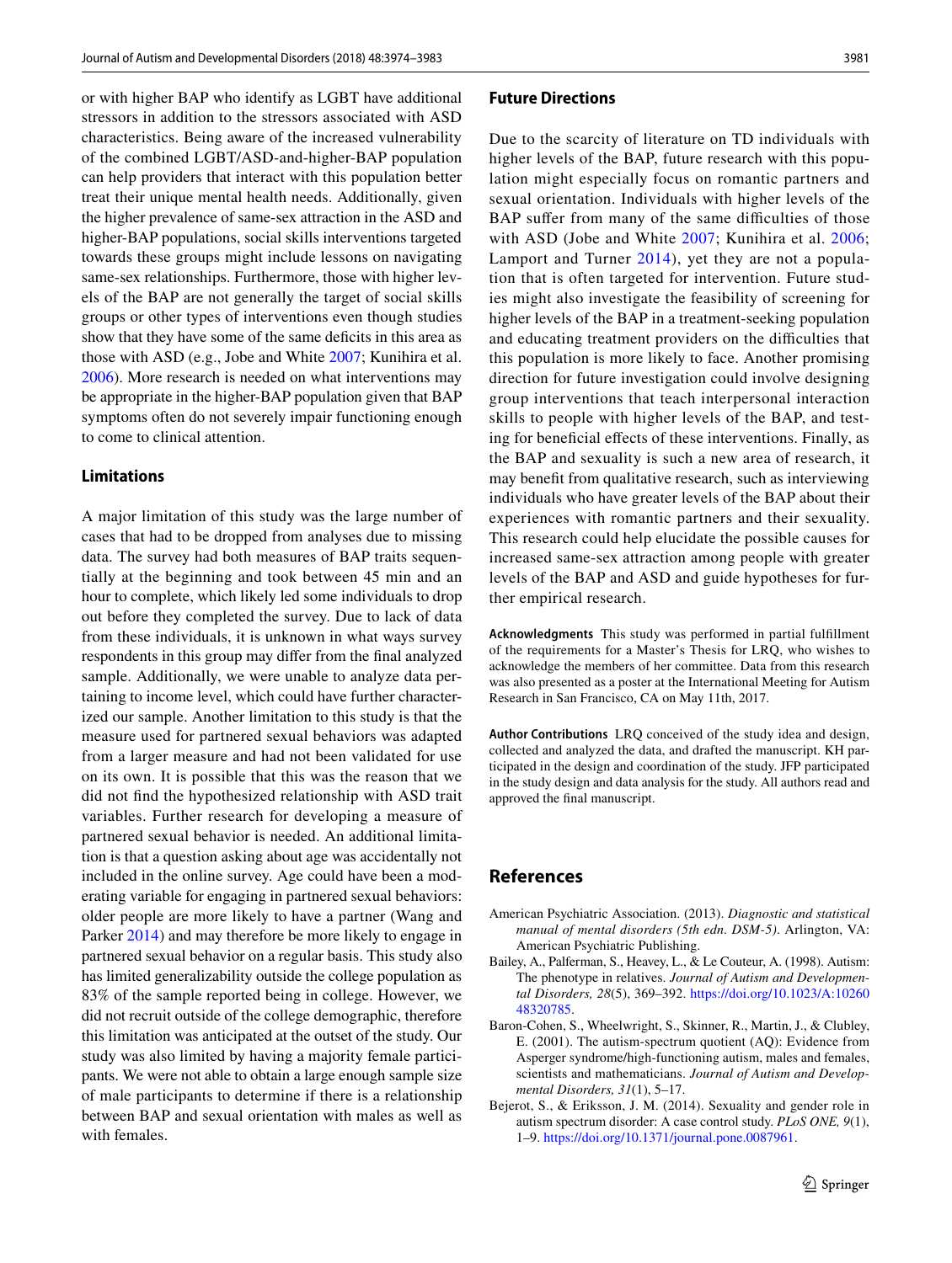or with higher BAP who identify as LGBT have additional stressors in addition to the stressors associated with ASD characteristics. Being aware of the increased vulnerability of the combined LGBT/ASD-and-higher-BAP population can help providers that interact with this population better treat their unique mental health needs. Additionally, given the higher prevalence of same-sex attraction in the ASD and higher-BAP populations, social skills interventions targeted towards these groups might include lessons on navigating same-sex relationships. Furthermore, those with higher levels of the BAP are not generally the target of social skills groups or other types of interventions even though studies show that they have some of the same deficits in this area as those with ASD (e.g., Jobe and White 2007; Kunihira et al. 2006). More research is needed on what interventions may be appropriate in the higher-BAP population given that BAP symptoms often do not severely impair functioning enough to come to clinical attention.

### Limitations

A major limitation of this study was the large number of cases that had to be dropped from analyses due to missing data. The survey had both measures of BAP traits sequentially at the beginning and took between 45 min and an hour to complete, which likely led some individuals to drop out before they completed the survey. Due to lack of data from these individuals, it is unknown in what ways survey respondents in this group may differ from the final analyzed sample. Additionally, we were unable to analyze data pertaining to income level, which could have further characterized our sample. Another limitation to this study is that the measure used for partnered sexual behaviors was adapted from a larger measure and had not been validated for use on its own. It is possible that this was the reason that we did not find the hypothesized relationship with ASD trait variables. Further research for developing a measure of partnered sexual behavior is needed. An additional limitation is that a question asking about age was accidentally not included in the online survey. Age could have been a moderating variable for engaging in partnered sexual behaviors: older people are more likely to have a partner (Wang and Parker 2014) and may therefore be more likely to engage in partnered sexual behavior on a regular basis. This study also has limited generalizability outside the college population as 83% of the sample reported being in college. However, we did not recruit outside of the college demographic, therefore this limitation was anticipated at the outset of the study. Our study was also limited by having a majority female participants. We were not able to obtain a large enough sample size of male participants to determine if there is a relationship between BAP and sexual orientation with males as well as with females.

### Future Directions

Due to the scarcity of literature on TD individuals with higher levels of the BAP, future research with this population might especially focus on romantic partners and sexual orientation. Individuals with higher levels of the BAP suffer from many of the same difficulties of those with ASD (Jobe and White 2007; Kunihira et al. 2006; Lamport and Turner 2014), yet they are not a population that is often targeted for intervention. Future studies might also investigate the feasibility of screening for higher levels of the BAP in a treatment-seeking population and educating treatment providers on the difficulties that this population is more likely to face. Another promising direction for future investigation could involve designing group interventions that teach interpersonal interaction skills to people with higher levels of the BAP, and testing for beneficial effects of these interventions. Finally, as the BAP and sexuality is such a new area of research, it may benefit from qualitative research, such as interviewing individuals who have greater levels of the BAP about their experiences with romantic partners and their sexuality. This research could help elucidate the possible causes for increased same-sex attraction among people with greater levels of the BAP and ASD and guide hypotheses for further empirical research.

**Acknowledgments** This study was performed in partial fulfillment of the requirements for a Master's Thesis for LRQ, who wishes to acknowledge the members of her committee. Data from this research was also presented as a poster at the International Meeting for Autism Research in San Francisco, CA on May 11th, 2017.

**Author Contributions** LRQ conceived of the study idea and design, collected and analyzed the data, and drafted the manuscript. KH participated in the design and coordination of the study. JFP participated in the study design and data analysis for the study. All authors read and approved the final manuscript.

## References

American Psychiatric Association. (2013). *Diagnostic and statistical manual of mental disorders (5th edn. DSM-5)*. Arlington, VA: American Psychiatric Publishing.

Bailey, A., Palferman, S., Heavey, L., & Le Couteur, A. (1998). Autism: The phenotype in relatives. *Journal of Autism and Developmental Disorders, 28*(5), 369–392. https://doi.org/10.1023/A:1026048320785.

Baron-Cohen, S., Wheelwright, S., Skinner, R., Martin, J., & Clubley, E. (2001). The autism-spectrum quotient (AQ): Evidence from Asperger syndrome/high-functioning autism, males and females, scientists and mathematicians. *Journal of Autism and Developmental Disorders, 31*(1), 5–17.

Bejerot, S., & Eriksson, J. M. (2014). Sexuality and gender role in autism spectrum disorder: A case control study. *PLoS ONE, 9*(1), 1–9. https://doi.org/10.1371/journal.pone.0087961.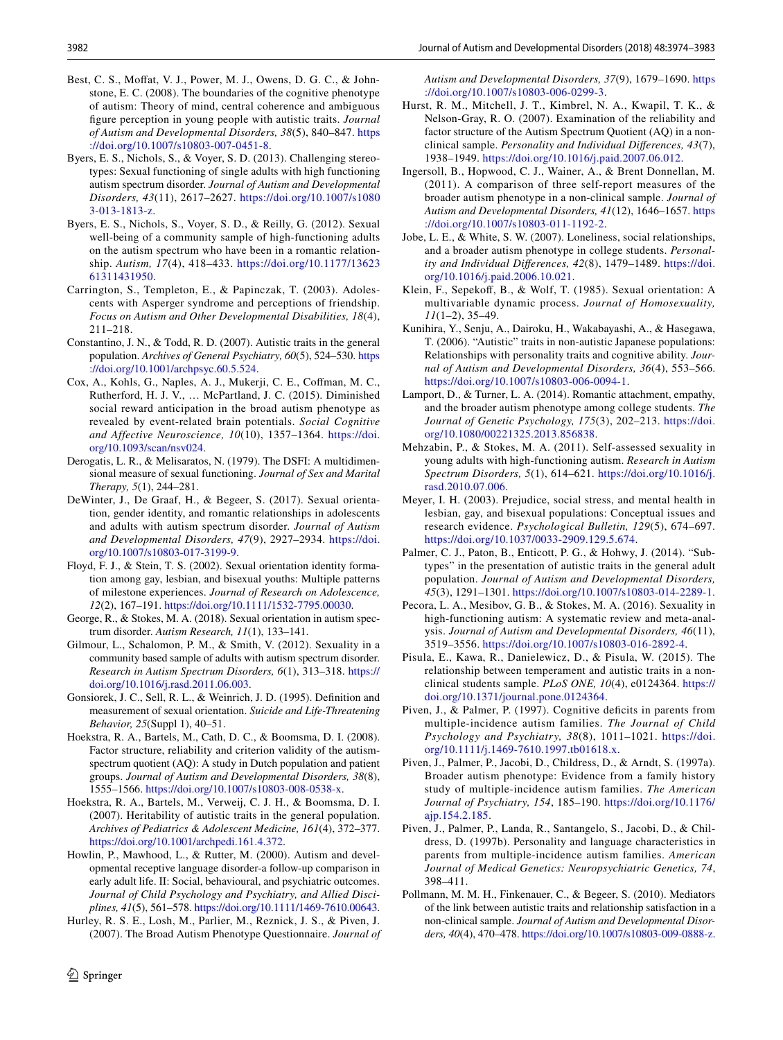Best, C. S., Moffat, V. J., Power, M. J., Owens, D. G. C., & Johnstone, E. C. (2008). The boundaries of the cognitive phenotype of autism: Theory of mind, central coherence and ambiguous figure perception in young people with autistic traits. *Journal of Autism and Developmental Disorders, 38*(5), 840–847. https://doi.org/10.1007/s10803-007-0451-8.

Byers, E. S., Nichols, S., & Voyer, S. D. (2013). Challenging stereotypes: Sexual functioning of single adults with high functioning autism spectrum disorder. *Journal of Autism and Developmental Disorders, 43*(11), 2617–2627. https://doi.org/10.1007/s10803-013-1813-z.

Byers, E. S., Nichols, S., Voyer, S. D., & Reilly, G. (2012). Sexual well-being of a community sample of high-functioning adults on the autism spectrum who have been in a romantic relationship. *Autism, 17*(4), 418–433. https://doi.org/10.1177/1362361311431950.

Carrington, S., Templeton, E., & Papinczak, T. (2003). Adolescents with Asperger syndrome and perceptions of friendship. *Focus on Autism and Other Developmental Disabilities, 18*(4), 211–218.

Constantino, J. N., & Todd, R. D. (2007). Autistic traits in the general population. *Archives of General Psychiatry, 60*(5), 524–530. https://doi.org/10.1001/archpsyc.60.5.524.

Cox, A., Kohls, G., Naples, A. J., Mukerji, C. E., Coffman, M. C., Rutherford, H. J. V., … McPartland, J. C. (2015). Diminished social reward anticipation in the broad autism phenotype as revealed by event-related brain potentials. *Social Cognitive and Affective Neuroscience, 10*(10), 1357–1364. https://doi.org/10.1093/scan/nsv024.

Derogatis, L. R., & Melisaratos, N. (1979). The DSFI: A multidimensional measure of sexual functioning. *Journal of Sex and Marital Therapy, 5*(1), 244–281.

DeWinter, J., De Graaf, H., & Begeer, S. (2017). Sexual orientation, gender identity, and romantic relationships in adolescents and adults with autism spectrum disorder. *Journal of Autism and Developmental Disorders, 47*(9), 2927–2934. https://doi.org/10.1007/s10803-017-3199-9.

Floyd, F. J., & Stein, T. S. (2002). Sexual orientation identity formation among gay, lesbian, and bisexual youths: Multiple patterns of milestone experiences. *Journal of Research on Adolescence, 12*(2), 167–191. https://doi.org/10.1111/1532-7795.00030.

George, R., & Stokes, M. A. (2018). Sexual orientation in autism spectrum disorder. *Autism Research, 11*(1), 133–141.

Gilmour, L., Schalomon, P. M., & Smith, V. (2012). Sexuality in a community based sample of adults with autism spectrum disorder. *Research in Autism Spectrum Disorders, 6*(1), 313–318. https://doi.org/10.1016/j.rasd.2011.06.003.

Gonsiorek, J. C., Sell, R. L., & Weinrich, J. D. (1995). Definition and measurement of sexual orientation. *Suicide and Life-Threatening Behavior, 25*(Suppl 1), 40–51.

Hoekstra, R. A., Bartels, M., Cath, D. C., & Boomsma, D. I. (2008). Factor structure, reliability and criterion validity of the autism-spectrum quotient (AQ): A study in Dutch population and patient groups. *Journal of Autism and Developmental Disorders, 38*(8), 1555–1566. https://doi.org/10.1007/s10803-008-0538-x.

Hoekstra, R. A., Bartels, M., Verweij, C. J. H., & Boomsma, D. I. (2007). Heritability of autistic traits in the general population. *Archives of Pediatrics & Adolescent Medicine, 161*(4), 372–377. https://doi.org/10.1001/archpedi.161.4.372.

Howlin, P., Mawhood, L., & Rutter, M. (2000). Autism and developmental receptive language disorder-a follow-up comparison in early adult life. II: Social, behavioural, and psychiatric outcomes. *Journal of Child Psychology and Psychiatry, and Allied Disciplines, 41*(5), 561–578. https://doi.org/10.1111/1469-7610.00643.

Hurley, R. S. E., Losh, M., Parlier, M., Reznick, J. S., & Piven, J. (2007). The Broad Autism Phenotype Questionnaire. *Journal of Autism and Developmental Disorders, 37*(9), 1679–1690. https://doi.org/10.1007/s10803-006-0299-3.

Hurst, R. M., Mitchell, J. T., Kimbrel, N. A., Kwapil, T. K., & Nelson-Gray, R. O. (2007). Examination of the reliability and factor structure of the Autism Spectrum Quotient (AQ) in a non-clinical sample. *Personality and Individual Differences, 43*(7), 1938–1949. https://doi.org/10.1016/j.paid.2007.06.012.

Ingersoll, B., Hopwood, C. J., Wainer, A., & Brent Donnellan, M. (2011). A comparison of three self-report measures of the broader autism phenotype in a non-clinical sample. *Journal of Autism and Developmental Disorders, 41*(12), 1646–1657. https://doi.org/10.1007/s10803-011-1192-2.

Jobe, L. E., & White, S. W. (2007). Loneliness, social relationships, and a broader autism phenotype in college students. *Personality and Individual Differences, 42*(8), 1479–1489. https://doi.org/10.1016/j.paid.2006.10.021.

Klein, F., Sepekoff, B., & Wolf, T. (1985). Sexual orientation: A multivariable dynamic process. *Journal of Homosexuality, 11*(1–2), 35–49.

Kunihira, Y., Senju, A., Dairoku, H., Wakabayashi, A., & Hasegawa, T. (2006). "Autistic" traits in non-autistic Japanese populations: Relationships with personality traits and cognitive ability. *Journal of Autism and Developmental Disorders, 36*(4), 553–566. https://doi.org/10.1007/s10803-006-0094-1.

Lamport, D., & Turner, L. A. (2014). Romantic attachment, empathy, and the broader autism phenotype among college students. *The Journal of Genetic Psychology, 175*(3), 202–213. https://doi.org/10.1080/00221325.2013.856838.

Mehzabin, P., & Stokes, M. A. (2011). Self-assessed sexuality in young adults with high-functioning autism. *Research in Autism Spectrum Disorders, 5*(1), 614–621. https://doi.org/10.1016/j.rasd.2010.07.006.

Meyer, I. H. (2003). Prejudice, social stress, and mental health in lesbian, gay, and bisexual populations: Conceptual issues and research evidence. *Psychological Bulletin, 129*(5), 674–697. https://doi.org/10.1037/0033-2909.129.5.674.

Palmer, C. J., Paton, B., Enticott, P. G., & Hohwy, J. (2014). "Subtypes" in the presentation of autistic traits in the general adult population. *Journal of Autism and Developmental Disorders, 45*(3), 1291–1301. https://doi.org/10.1007/s10803-014-2289-1.

Pecora, L. A., Mesibov, G. B., & Stokes, M. A. (2016). Sexuality in high-functioning autism: A systematic review and meta-analysis. *Journal of Autism and Developmental Disorders, 46*(11), 3519–3556. https://doi.org/10.1007/s10803-016-2892-4.

Pisula, E., Kawa, R., Danielewicz, D., & Pisula, W. (2015). The relationship between temperament and autistic traits in a non-clinical students sample. *PLoS ONE, 10*(4), e0124364. https://doi.org/10.1371/journal.pone.0124364.

Piven, J., & Palmer, P. (1997). Cognitive deficits in parents from multiple-incidence autism families. *The Journal of Child Psychology and Psychiatry, 38*(8), 1011–1021. https://doi.org/10.1111/j.1469-7610.1997.tb01618.x.

Piven, J., Palmer, P., Jacobi, D., Childress, D., & Arndt, S. (1997a). Broader autism phenotype: Evidence from a family history study of multiple-incidence autism families. *The American Journal of Psychiatry, 154*, 185–190. https://doi.org/10.1176/ajp.154.2.185.

Piven, J., Palmer, P., Landa, R., Santangelo, S., Jacobi, D., & Childress, D. (1997b). Personality and language characteristics in parents from multiple-incidence autism families. *American Journal of Medical Genetics: Neuropsychiatric Genetics, 74*, 398–411.

Pollmann, M. M. H., Finkenauer, C., & Begeer, S. (2010). Mediators of the link between autistic traits and relationship satisfaction in a non-clinical sample. *Journal of Autism and Developmental Disorders, 40*(4), 470–478. https://doi.org/10.1007/s10803-009-0888-z.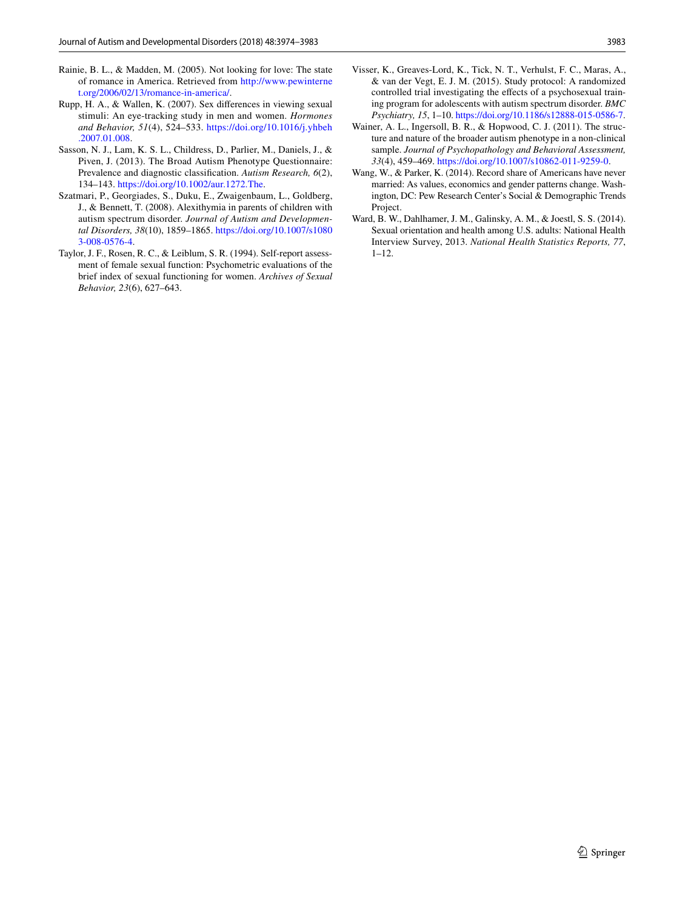Rainie, B. L., & Madden, M. (2005). Not looking for love: The state of romance in America. Retrieved from http://www.pewinternet.org/2006/02/13/romance-in-america/.

Rupp, H. A., & Wallen, K. (2007). Sex differences in viewing sexual stimuli: An eye-tracking study in men and women. *Hormones and Behavior, 51*(4), 524–533. https://doi.org/10.1016/j.yhbeh.2007.01.008.

Sasson, N. J., Lam, K. S. L., Childress, D., Parlier, M., Daniels, J., & Piven, J. (2013). The Broad Autism Phenotype Questionnaire: Prevalence and diagnostic classification. *Autism Research, 6*(2), 134–143. https://doi.org/10.1002/aur.1272.The.

Szatmari, P., Georgiades, S., Duku, E., Zwaigenbaum, L., Goldberg, J., & Bennett, T. (2008). Alexithymia in parents of children with autism spectrum disorder. *Journal of Autism and Developmental Disorders, 38*(10), 1859–1865. https://doi.org/10.1007/s10803-008-0576-4.

Taylor, J. F., Rosen, R. C., & Leiblum, S. R. (1994). Self-report assessment of female sexual function: Psychometric evaluations of the brief index of sexual functioning for women. *Archives of Sexual Behavior, 23*(6), 627–643.

Visser, K., Greaves-Lord, K., Tick, N. T., Verhulst, F. C., Maras, A., & van der Vegt, E. J. M. (2015). Study protocol: A randomized controlled trial investigating the effects of a psychosexual training program for adolescents with autism spectrum disorder. *BMC Psychiatry, 15*, 1–10. https://doi.org/10.1186/s12888-015-0586-7.

Wainer, A. L., Ingersoll, B. R., & Hopwood, C. J. (2011). The structure and nature of the broader autism phenotype in a non-clinical sample. *Journal of Psychopathology and Behavioral Assessment, 33*(4), 459–469. https://doi.org/10.1007/s10862-011-9259-0.

Wang, W., & Parker, K. (2014). Record share of Americans have never married: As values, economics and gender patterns change. Washington, DC: Pew Research Center's Social & Demographic Trends Project.

Ward, B. W., Dahlhamer, J. M., Galinsky, A. M., & Joestl, S. S. (2014). Sexual orientation and health among U.S. adults: National Health Interview Survey, 2013. *National Health Statistics Reports, 77*, 1–12.